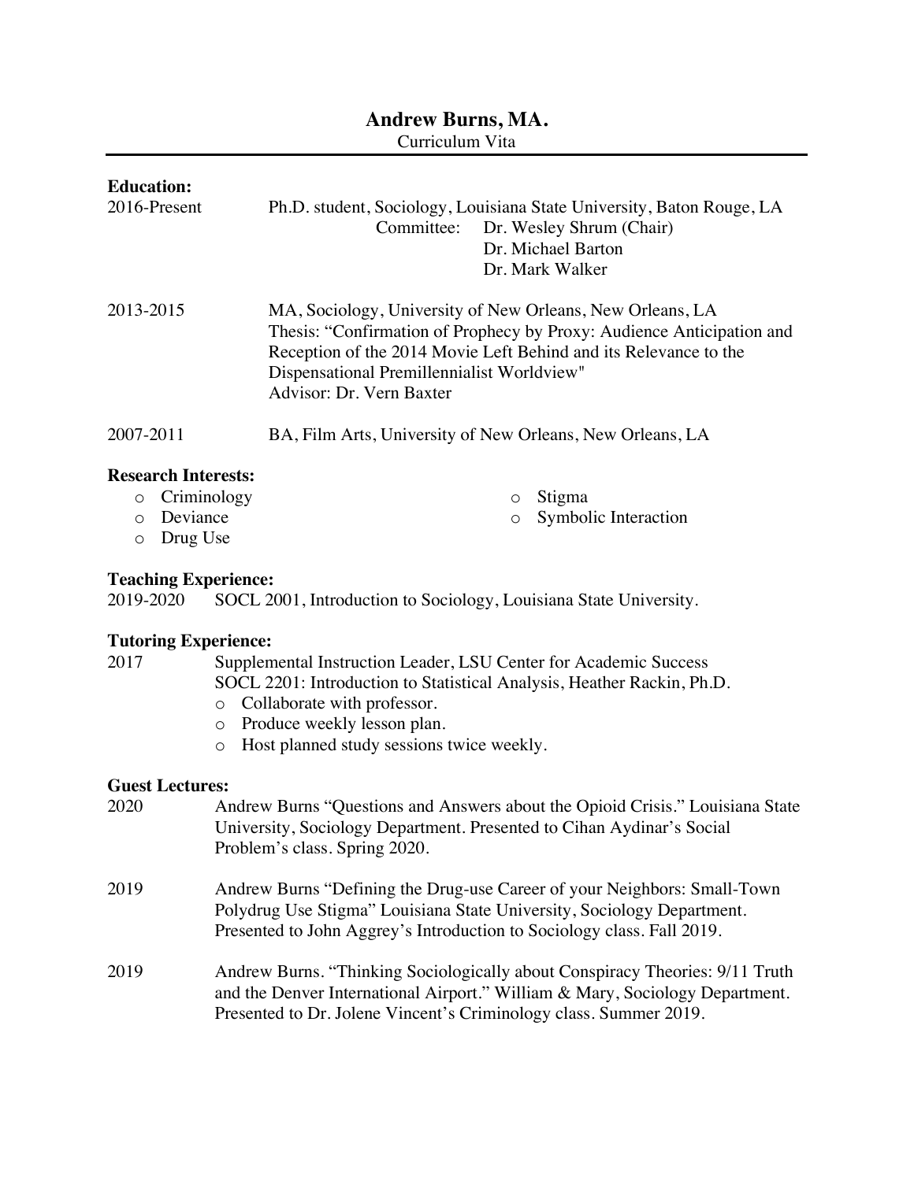# Andrew Burns, MA.

Curriculum Vita

---

**Education:**

2016-Present Ph.D. student, Sociology, Louisiana State University, Baton Rouge, LA
Committee: Dr. Wesley Shrum (Chair)
Dr. Michael Barton
Dr. Mark Walker

2013-2015 MA, Sociology, University of New Orleans, New Orleans, LA
Thesis: "Confirmation of Prophecy by Proxy: Audience Anticipation and Reception of the 2014 Movie Left Behind and its Relevance to the Dispensational Premillennialist Worldview"
Advisor: Dr. Vern Baxter

2007-2011 BA, Film Arts, University of New Orleans, New Orleans, LA

**Research Interests:**

- Criminology
- Deviance
- Drug Use
- Stigma
- Symbolic Interaction

**Teaching Experience:**

2019-2020 SOCL 2001, Introduction to Sociology, Louisiana State University.

**Tutoring Experience:**

2017 Supplemental Instruction Leader, LSU Center for Academic Success
SOCL 2201: Introduction to Statistical Analysis, Heather Rackin, Ph.D.

- Collaborate with professor.
- Produce weekly lesson plan.
- Host planned study sessions twice weekly.

**Guest Lectures:**

2020 Andrew Burns "Questions and Answers about the Opioid Crisis." Louisiana State University, Sociology Department. Presented to Cihan Aydinar's Social Problem's class. Spring 2020.

2019 Andrew Burns "Defining the Drug-use Career of your Neighbors: Small-Town Polydrug Use Stigma" Louisiana State University, Sociology Department. Presented to John Aggrey's Introduction to Sociology class. Fall 2019.

2019 Andrew Burns. "Thinking Sociologically about Conspiracy Theories: 9/11 Truth and the Denver International Airport." William & Mary, Sociology Department. Presented to Dr. Jolene Vincent's Criminology class. Summer 2019.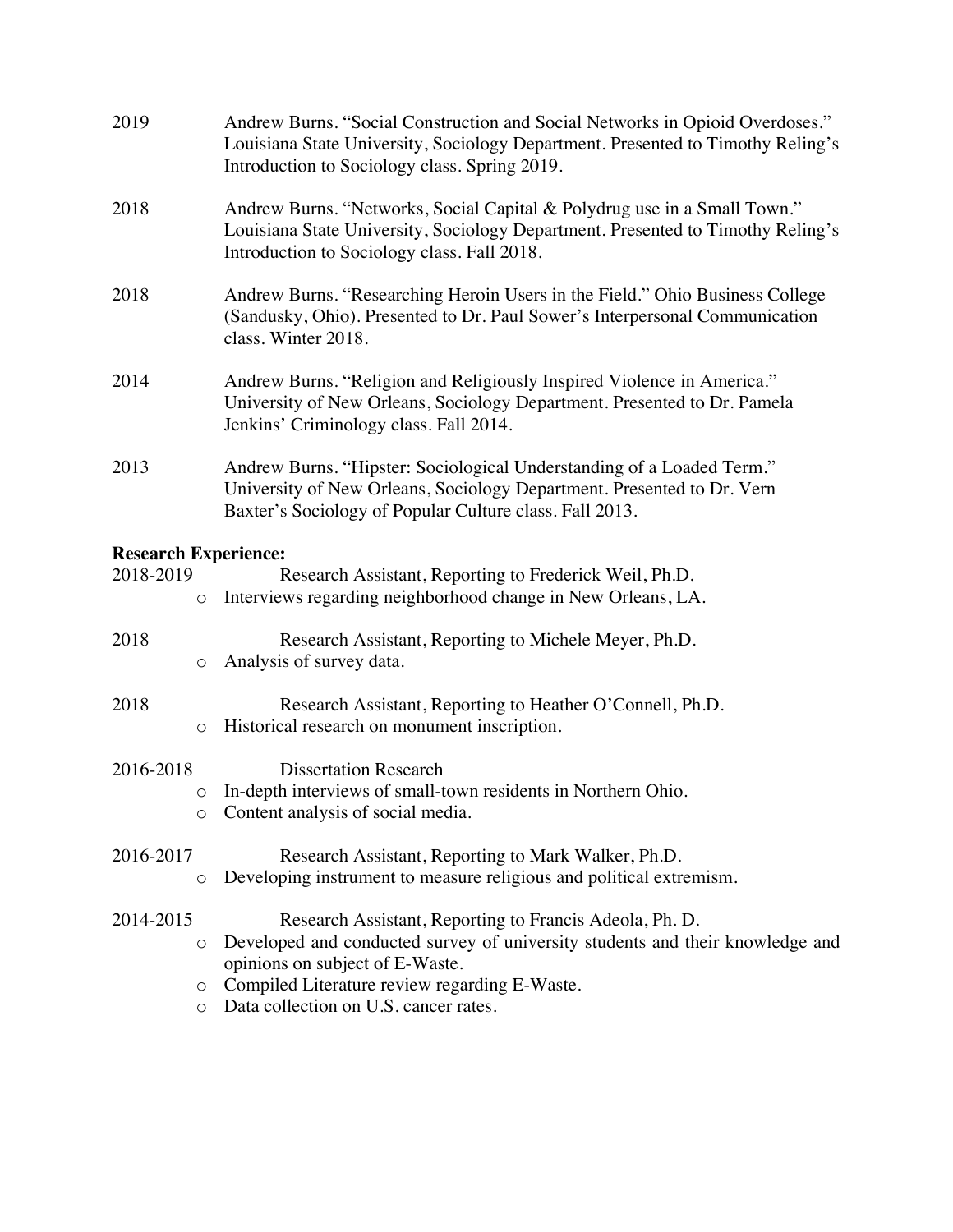2019 Andrew Burns. "Social Construction and Social Networks in Opioid Overdoses." Louisiana State University, Sociology Department. Presented to Timothy Reling's Introduction to Sociology class. Spring 2019.

2018 Andrew Burns. "Networks, Social Capital & Polydrug use in a Small Town." Louisiana State University, Sociology Department. Presented to Timothy Reling's Introduction to Sociology class. Fall 2018.

2018 Andrew Burns. "Researching Heroin Users in the Field." Ohio Business College (Sandusky, Ohio). Presented to Dr. Paul Sower's Interpersonal Communication class. Winter 2018.

2014 Andrew Burns. "Religion and Religiously Inspired Violence in America." University of New Orleans, Sociology Department. Presented to Dr. Pamela Jenkins' Criminology class. Fall 2014.

2013 Andrew Burns. "Hipster: Sociological Understanding of a Loaded Term." University of New Orleans, Sociology Department. Presented to Dr. Vern Baxter's Sociology of Popular Culture class. Fall 2013.

**Research Experience:**

2018-2019 Research Assistant, Reporting to Frederick Weil, Ph.D.
- Interviews regarding neighborhood change in New Orleans, LA.

2018 Research Assistant, Reporting to Michele Meyer, Ph.D.
- Analysis of survey data.

2018 Research Assistant, Reporting to Heather O'Connell, Ph.D.
- Historical research on monument inscription.

2016-2018 Dissertation Research
- In-depth interviews of small-town residents in Northern Ohio.
- Content analysis of social media.

2016-2017 Research Assistant, Reporting to Mark Walker, Ph.D.
- Developing instrument to measure religious and political extremism.

2014-2015 Research Assistant, Reporting to Francis Adeola, Ph. D.
- Developed and conducted survey of university students and their knowledge and opinions on subject of E-Waste.
- Compiled Literature review regarding E-Waste.
- Data collection on U.S. cancer rates.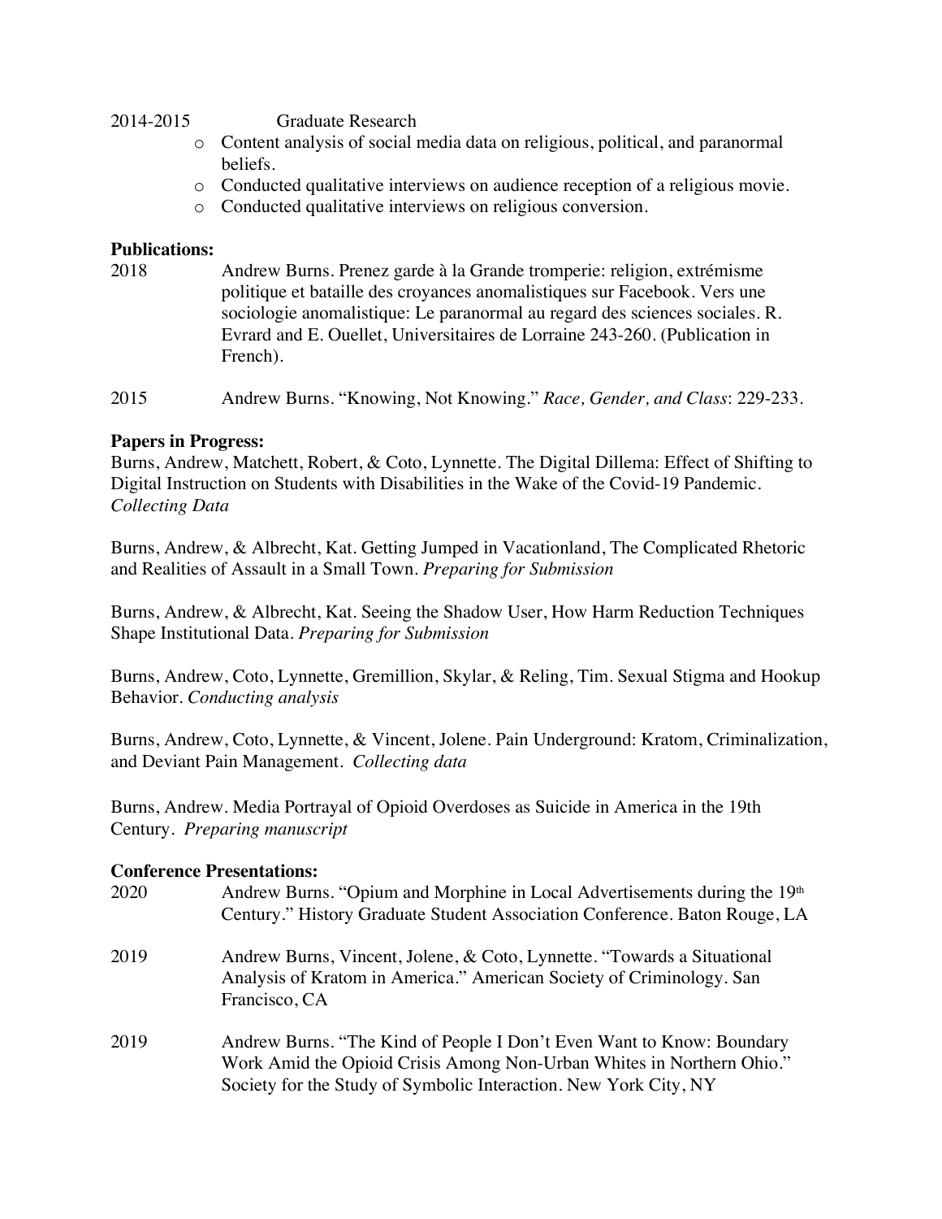2014-2015 Graduate Research

- Content analysis of social media data on religious, political, and paranormal beliefs.
- Conducted qualitative interviews on audience reception of a religious movie.
- Conducted qualitative interviews on religious conversion.

**Publications:**

2018 Andrew Burns. Prenez garde à la Grande tromperie: religion, extrémisme politique et bataille des croyances anomalistiques sur Facebook. Vers une sociologie anomalistique: Le paranormal au regard des sciences sociales. R. Evrard and E. Ouellet, Universitaires de Lorraine 243-260. (Publication in French).

2015 Andrew Burns. "Knowing, Not Knowing." *Race, Gender, and Class*: 229-233.

**Papers in Progress:**

Burns, Andrew, Matchett, Robert, & Coto, Lynnette. The Digital Dillema: Effect of Shifting to Digital Instruction on Students with Disabilities in the Wake of the Covid-19 Pandemic. *Collecting Data*

Burns, Andrew, & Albrecht, Kat. Getting Jumped in Vacationland, The Complicated Rhetoric and Realities of Assault in a Small Town. *Preparing for Submission*

Burns, Andrew, & Albrecht, Kat. Seeing the Shadow User, How Harm Reduction Techniques Shape Institutional Data. *Preparing for Submission*

Burns, Andrew, Coto, Lynnette, Gremillion, Skylar, & Reling, Tim. Sexual Stigma and Hookup Behavior. *Conducting analysis*

Burns, Andrew, Coto, Lynnette, & Vincent, Jolene. Pain Underground: Kratom, Criminalization, and Deviant Pain Management. *Collecting data*

Burns, Andrew. Media Portrayal of Opioid Overdoses as Suicide in America in the 19th Century. *Preparing manuscript*

**Conference Presentations:**

2020 Andrew Burns. "Opium and Morphine in Local Advertisements during the 19th Century." History Graduate Student Association Conference. Baton Rouge, LA

2019 Andrew Burns, Vincent, Jolene, & Coto, Lynnette. "Towards a Situational Analysis of Kratom in America." American Society of Criminology. San Francisco, CA

2019 Andrew Burns. "The Kind of People I Don't Even Want to Know: Boundary Work Amid the Opioid Crisis Among Non-Urban Whites in Northern Ohio." Society for the Study of Symbolic Interaction. New York City, NY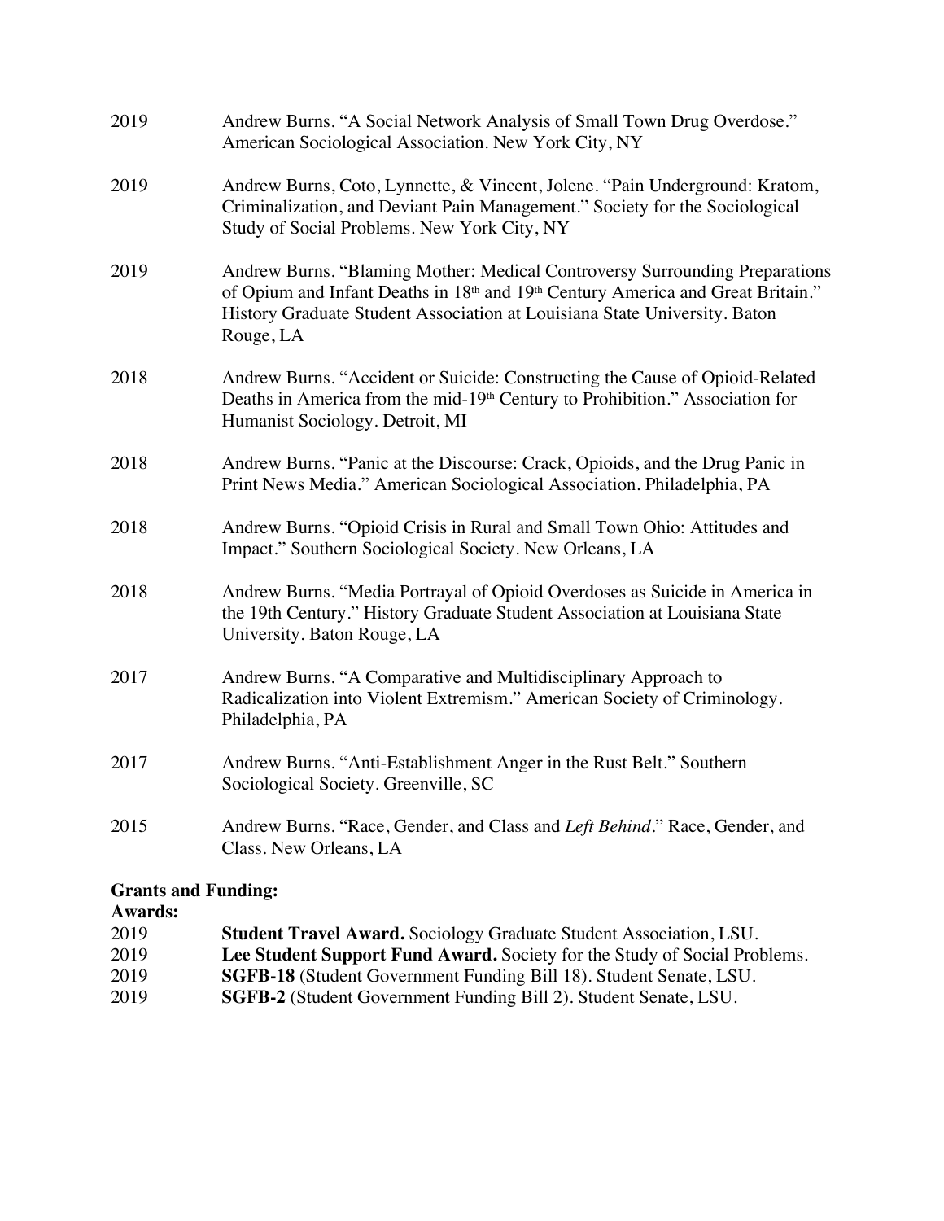2019 Andrew Burns. "A Social Network Analysis of Small Town Drug Overdose." American Sociological Association. New York City, NY

2019 Andrew Burns, Coto, Lynnette, & Vincent, Jolene. "Pain Underground: Kratom, Criminalization, and Deviant Pain Management." Society for the Sociological Study of Social Problems. New York City, NY

2019 Andrew Burns. "Blaming Mother: Medical Controversy Surrounding Preparations of Opium and Infant Deaths in 18th and 19th Century America and Great Britain." History Graduate Student Association at Louisiana State University. Baton Rouge, LA

2018 Andrew Burns. "Accident or Suicide: Constructing the Cause of Opioid-Related Deaths in America from the mid-19th Century to Prohibition." Association for Humanist Sociology. Detroit, MI

2018 Andrew Burns. "Panic at the Discourse: Crack, Opioids, and the Drug Panic in Print News Media." American Sociological Association. Philadelphia, PA

2018 Andrew Burns. "Opioid Crisis in Rural and Small Town Ohio: Attitudes and Impact." Southern Sociological Society. New Orleans, LA

2018 Andrew Burns. "Media Portrayal of Opioid Overdoses as Suicide in America in the 19th Century." History Graduate Student Association at Louisiana State University. Baton Rouge, LA

2017 Andrew Burns. "A Comparative and Multidisciplinary Approach to Radicalization into Violent Extremism." American Society of Criminology. Philadelphia, PA

2017 Andrew Burns. "Anti-Establishment Anger in the Rust Belt." Southern Sociological Society. Greenville, SC

2015 Andrew Burns. "Race, Gender, and Class and *Left Behind*." Race, Gender, and Class. New Orleans, LA

**Grants and Funding:**

**Awards:**

2019 **Student Travel Award.** Sociology Graduate Student Association, LSU.

2019 **Lee Student Support Fund Award.** Society for the Study of Social Problems.

2019 **SGFB-18** (Student Government Funding Bill 18). Student Senate, LSU.

2019 **SGFB-2** (Student Government Funding Bill 2). Student Senate, LSU.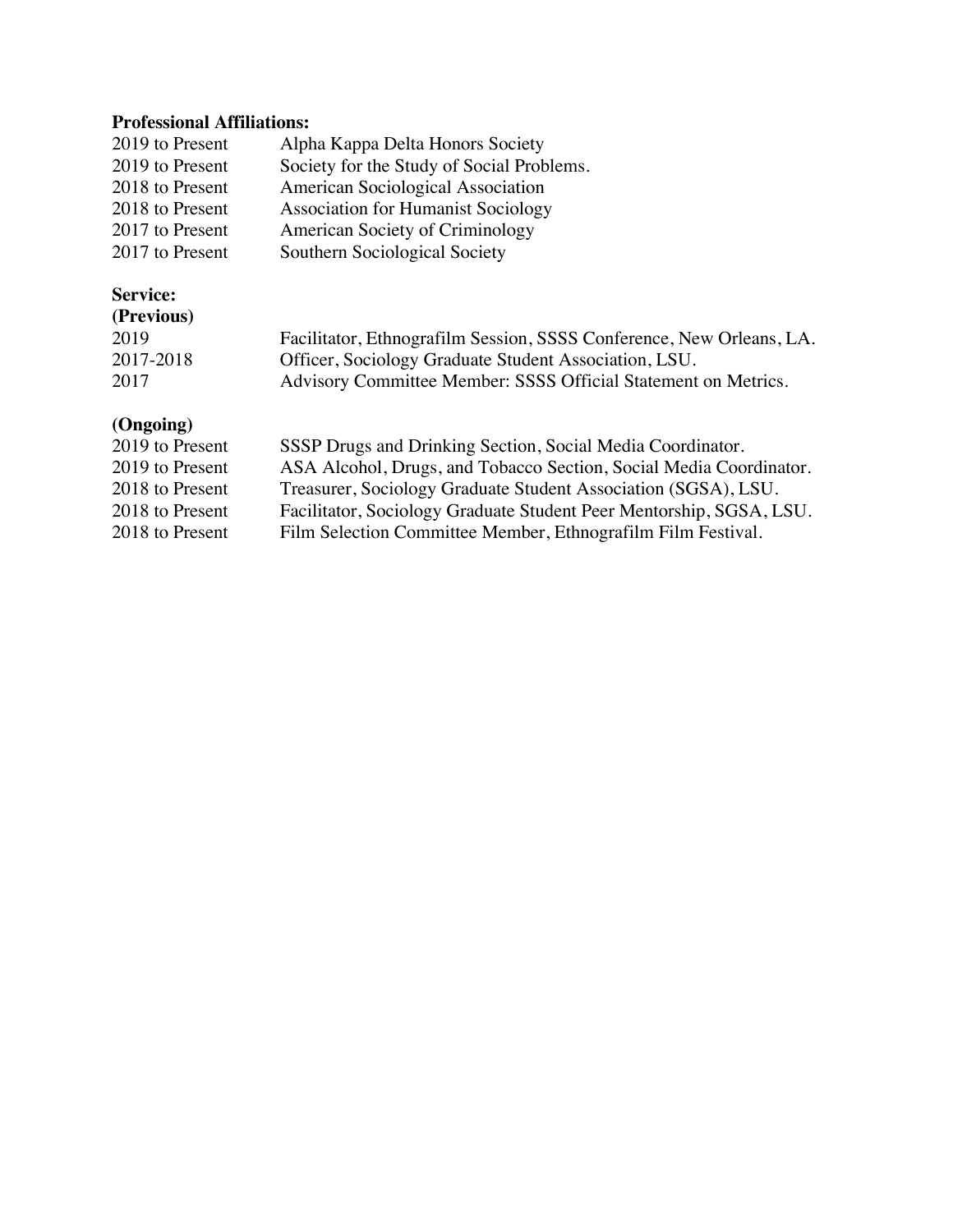**Professional Affiliations:**

| | |
|---|---|
| 2019 to Present | Alpha Kappa Delta Honors Society |
| 2019 to Present | Society for the Study of Social Problems. |
| 2018 to Present | American Sociological Association |
| 2018 to Present | Association for Humanist Sociology |
| 2017 to Present | American Society of Criminology |
| 2017 to Present | Southern Sociological Society |

**Service:**

**(Previous)**

| | |
|---|---|
| 2019 | Facilitator, Ethnografilm Session, SSSS Conference, New Orleans, LA. |
| 2017-2018 | Officer, Sociology Graduate Student Association, LSU. |
| 2017 | Advisory Committee Member: SSSS Official Statement on Metrics. |

**(Ongoing)**

| | |
|---|---|
| 2019 to Present | SSSP Drugs and Drinking Section, Social Media Coordinator. |
| 2019 to Present | ASA Alcohol, Drugs, and Tobacco Section, Social Media Coordinator. |
| 2018 to Present | Treasurer, Sociology Graduate Student Association (SGSA), LSU. |
| 2018 to Present | Facilitator, Sociology Graduate Student Peer Mentorship, SGSA, LSU. |
| 2018 to Present | Film Selection Committee Member, Ethnografilm Film Festival. |